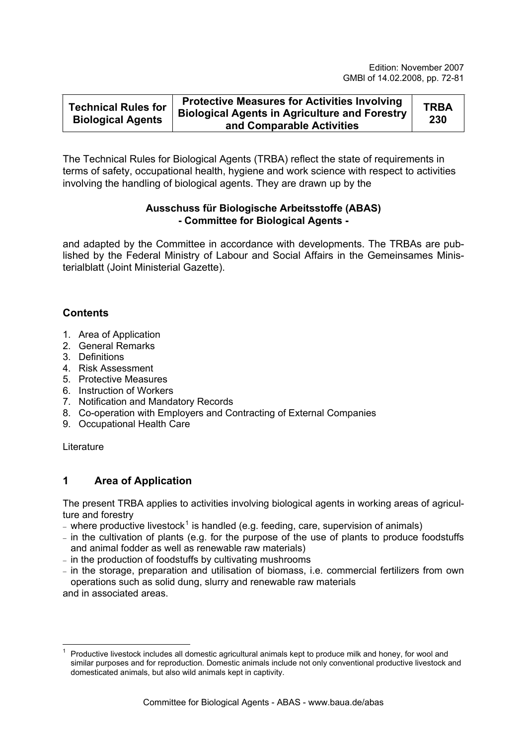Edition: November 2007
GMBl of 14.02.2008, pp. 72-81

| Technical Rules for Biological Agents | Protective Measures for Activities Involving Biological Agents in Agriculture and Forestry and Comparable Activities | TRBA 230 |
|---|---|---|

The Technical Rules for Biological Agents (TRBA) reflect the state of requirements in terms of safety, occupational health, hygiene and work science with respect to activities involving the handling of biological agents. They are drawn up by the

**Ausschuss für Biologische Arbeitsstoffe (ABAS)**
**- Committee for Biological Agents -**

and adapted by the Committee in accordance with developments. The TRBAs are published by the Federal Ministry of Labour and Social Affairs in the Gemeinsames Ministerialblatt (Joint Ministerial Gazette).

## Contents

1. Area of Application
2. General Remarks
3. Definitions
4. Risk Assessment
5. Protective Measures
6. Instruction of Workers
7. Notification and Mandatory Records
8. Co-operation with Employers and Contracting of External Companies
9. Occupational Health Care

Literature

## 1 Area of Application

The present TRBA applies to activities involving biological agents in working areas of agriculture and forestry

- where productive livestock[1] is handled (e.g. feeding, care, supervision of animals)
- in the cultivation of plants (e.g. for the purpose of the use of plants to produce foodstuffs and animal fodder as well as renewable raw materials)
- in the production of foodstuffs by cultivating mushrooms
- in the storage, preparation and utilisation of biomass, i.e. commercial fertilizers from own operations such as solid dung, slurry and renewable raw materials

and in associated areas.

[1] Productive livestock includes all domestic agricultural animals kept to produce milk and honey, for wool and similar purposes and for reproduction. Domestic animals include not only conventional productive livestock and domesticated animals, but also wild animals kept in captivity.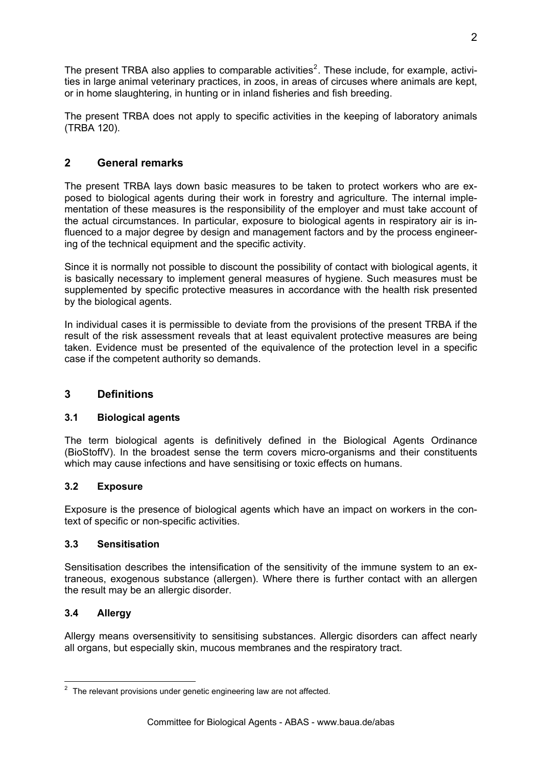The present TRBA also applies to comparable activities[2]. These include, for example, activities in large animal veterinary practices, in zoos, in areas of circuses where animals are kept, or in home slaughtering, in hunting or in inland fisheries and fish breeding.

The present TRBA does not apply to specific activities in the keeping of laboratory animals (TRBA 120).

## 2 General remarks

The present TRBA lays down basic measures to be taken to protect workers who are exposed to biological agents during their work in forestry and agriculture. The internal implementation of these measures is the responsibility of the employer and must take account of the actual circumstances. In particular, exposure to biological agents in respiratory air is influenced to a major degree by design and management factors and by the process engineering of the technical equipment and the specific activity.

Since it is normally not possible to discount the possibility of contact with biological agents, it is basically necessary to implement general measures of hygiene. Such measures must be supplemented by specific protective measures in accordance with the health risk presented by the biological agents.

In individual cases it is permissible to deviate from the provisions of the present TRBA if the result of the risk assessment reveals that at least equivalent protective measures are being taken. Evidence must be presented of the equivalence of the protection level in a specific case if the competent authority so demands.

## 3 Definitions

### 3.1 Biological agents

The term biological agents is definitively defined in the Biological Agents Ordinance (BioStoffV). In the broadest sense the term covers micro-organisms and their constituents which may cause infections and have sensitising or toxic effects on humans.

### 3.2 Exposure

Exposure is the presence of biological agents which have an impact on workers in the context of specific or non-specific activities.

### 3.3 Sensitisation

Sensitisation describes the intensification of the sensitivity of the immune system to an extraneous, exogenous substance (allergen). Where there is further contact with an allergen the result may be an allergic disorder.

### 3.4 Allergy

Allergy means oversensitivity to sensitising substances. Allergic disorders can affect nearly all organs, but especially skin, mucous membranes and the respiratory tract.

---

[2] The relevant provisions under genetic engineering law are not affected.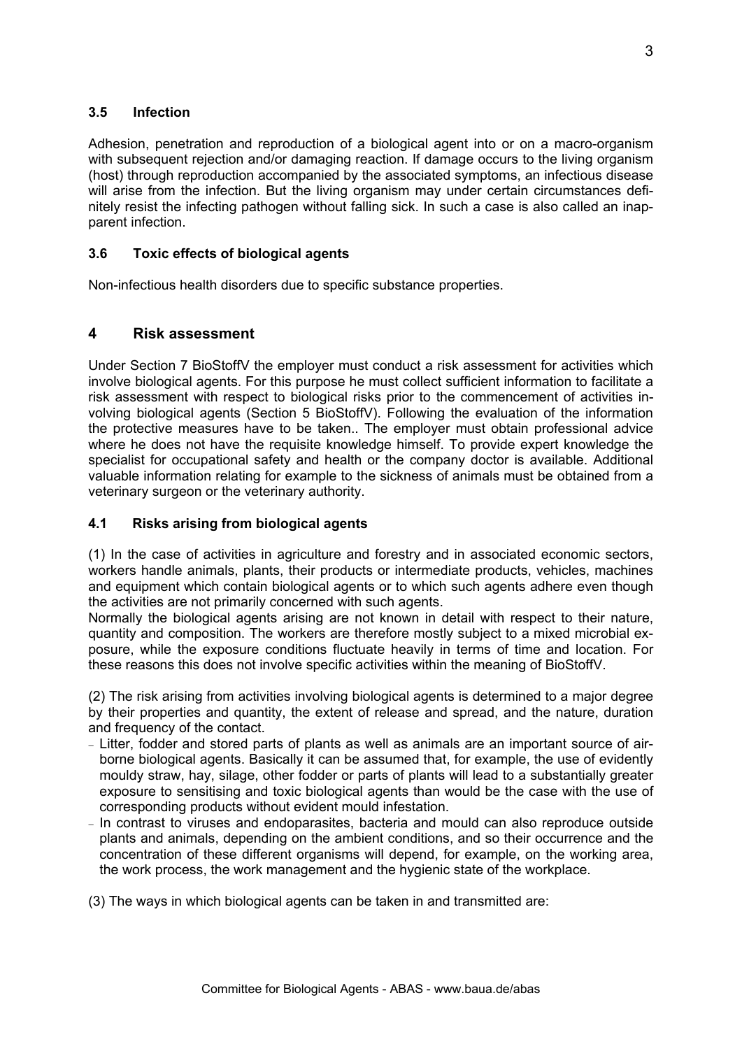### 3.5 Infection

Adhesion, penetration and reproduction of a biological agent into or on a macro-organism with subsequent rejection and/or damaging reaction. If damage occurs to the living organism (host) through reproduction accompanied by the associated symptoms, an infectious disease will arise from the infection. But the living organism may under certain circumstances definitely resist the infecting pathogen without falling sick. In such a case is also called an inapparent infection.

### 3.6 Toxic effects of biological agents

Non-infectious health disorders due to specific substance properties.

## 4 Risk assessment

Under Section 7 BioStoffV the employer must conduct a risk assessment for activities which involve biological agents. For this purpose he must collect sufficient information to facilitate a risk assessment with respect to biological risks prior to the commencement of activities involving biological agents (Section 5 BioStoffV). Following the evaluation of the information the protective measures have to be taken.. The employer must obtain professional advice where he does not have the requisite knowledge himself. To provide expert knowledge the specialist for occupational safety and health or the company doctor is available. Additional valuable information relating for example to the sickness of animals must be obtained from a veterinary surgeon or the veterinary authority.

### 4.1 Risks arising from biological agents

(1) In the case of activities in agriculture and forestry and in associated economic sectors, workers handle animals, plants, their products or intermediate products, vehicles, machines and equipment which contain biological agents or to which such agents adhere even though the activities are not primarily concerned with such agents.
Normally the biological agents arising are not known in detail with respect to their nature, quantity and composition. The workers are therefore mostly subject to a mixed microbial exposure, while the exposure conditions fluctuate heavily in terms of time and location. For these reasons this does not involve specific activities within the meaning of BioStoffV.

(2) The risk arising from activities involving biological agents is determined to a major degree by their properties and quantity, the extent of release and spread, and the nature, duration and frequency of the contact.

- Litter, fodder and stored parts of plants as well as animals are an important source of airborne biological agents. Basically it can be assumed that, for example, the use of evidently mouldy straw, hay, silage, other fodder or parts of plants will lead to a substantially greater exposure to sensitising and toxic biological agents than would be the case with the use of corresponding products without evident mould infestation.
- In contrast to viruses and endoparasites, bacteria and mould can also reproduce outside plants and animals, depending on the ambient conditions, and so their occurrence and the concentration of these different organisms will depend, for example, on the working area, the work process, the work management and the hygienic state of the workplace.

(3) The ways in which biological agents can be taken in and transmitted are: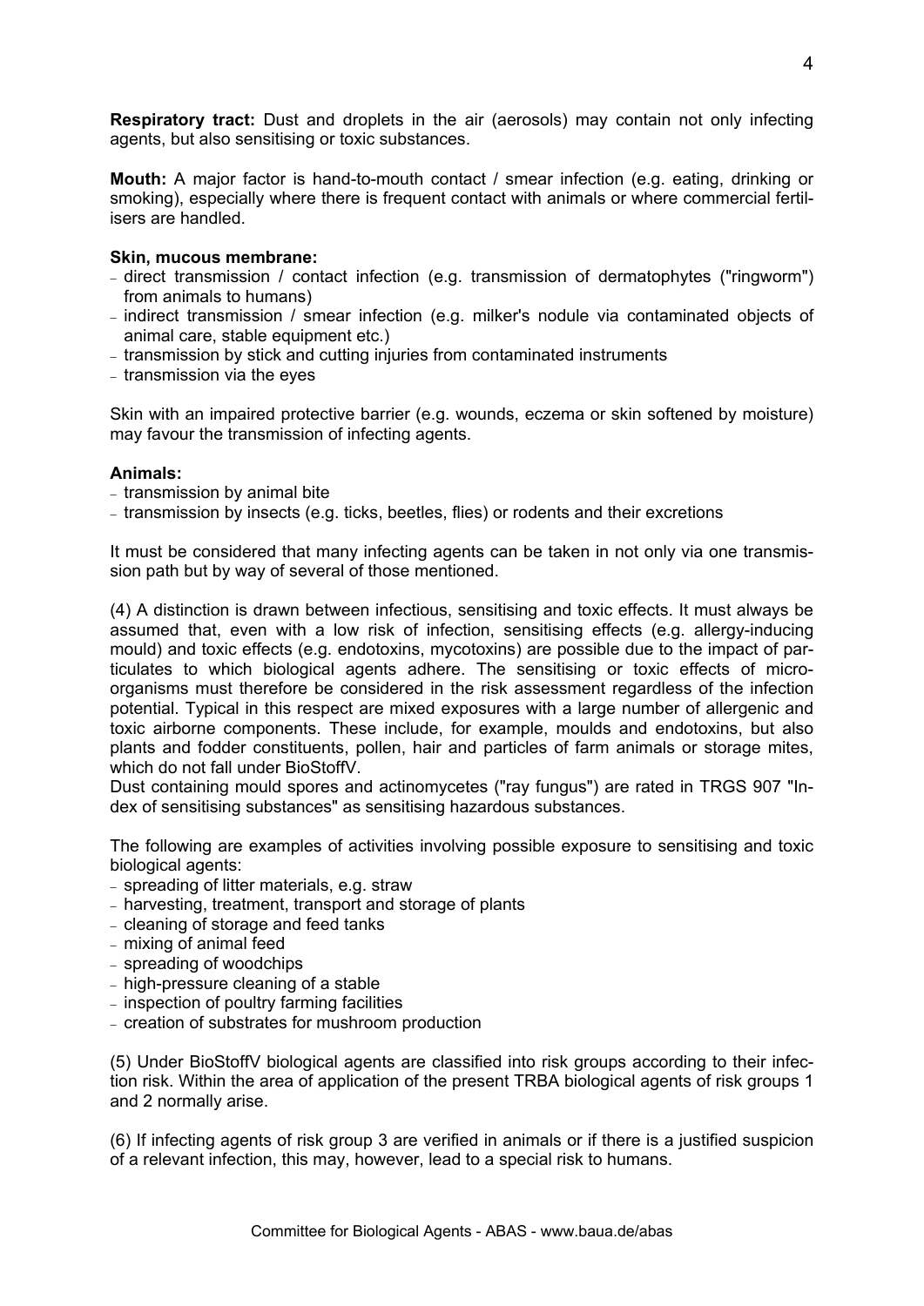**Respiratory tract:** Dust and droplets in the air (aerosols) may contain not only infecting agents, but also sensitising or toxic substances.

**Mouth:** A major factor is hand-to-mouth contact / smear infection (e.g. eating, drinking or smoking), especially where there is frequent contact with animals or where commercial fertilisers are handled.

**Skin, mucous membrane:**

- direct transmission / contact infection (e.g. transmission of dermatophytes ("ringworm") from animals to humans)
- indirect transmission / smear infection (e.g. milker's nodule via contaminated objects of animal care, stable equipment etc.)
- transmission by stick and cutting injuries from contaminated instruments
- transmission via the eyes

Skin with an impaired protective barrier (e.g. wounds, eczema or skin softened by moisture) may favour the transmission of infecting agents.

**Animals:**

- transmission by animal bite
- transmission by insects (e.g. ticks, beetles, flies) or rodents and their excretions

It must be considered that many infecting agents can be taken in not only via one transmission path but by way of several of those mentioned.

(4) A distinction is drawn between infectious, sensitising and toxic effects. It must always be assumed that, even with a low risk of infection, sensitising effects (e.g. allergy-inducing mould) and toxic effects (e.g. endotoxins, mycotoxins) are possible due to the impact of particulates to which biological agents adhere. The sensitising or toxic effects of microorganisms must therefore be considered in the risk assessment regardless of the infection potential. Typical in this respect are mixed exposures with a large number of allergenic and toxic airborne components. These include, for example, moulds and endotoxins, but also plants and fodder constituents, pollen, hair and particles of farm animals or storage mites, which do not fall under BioStoffV.
Dust containing mould spores and actinomycetes ("ray fungus") are rated in TRGS 907 "Index of sensitising substances" as sensitising hazardous substances.

The following are examples of activities involving possible exposure to sensitising and toxic biological agents:

- spreading of litter materials, e.g. straw
- harvesting, treatment, transport and storage of plants
- cleaning of storage and feed tanks
- mixing of animal feed
- spreading of woodchips
- high-pressure cleaning of a stable
- inspection of poultry farming facilities
- creation of substrates for mushroom production

(5) Under BioStoffV biological agents are classified into risk groups according to their infection risk. Within the area of application of the present TRBA biological agents of risk groups 1 and 2 normally arise.

(6) If infecting agents of risk group 3 are verified in animals or if there is a justified suspicion of a relevant infection, this may, however, lead to a special risk to humans.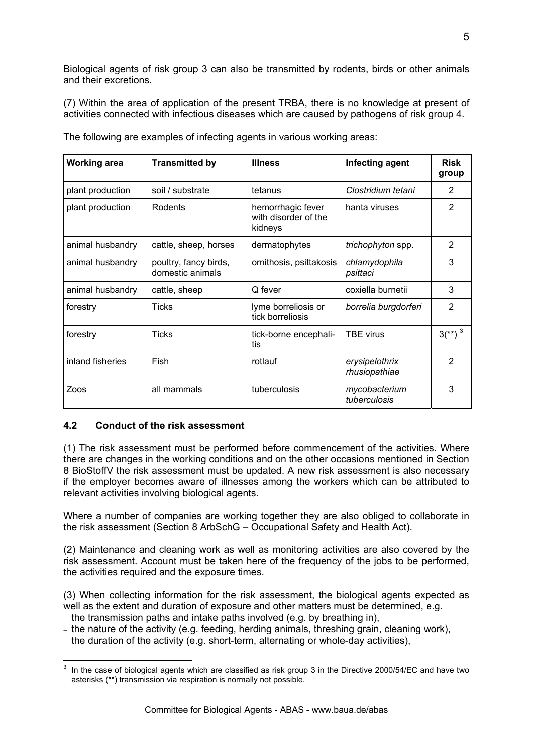Biological agents of risk group 3 can also be transmitted by rodents, birds or other animals and their excretions.

(7) Within the area of application of the present TRBA, there is no knowledge at present of activities connected with infectious diseases which are caused by pathogens of risk group 4.

The following are examples of infecting agents in various working areas:

| Working area | Transmitted by | Illness | Infecting agent | Risk group |
|---|---|---|---|---|
| plant production | soil / substrate | tetanus | *Clostridium tetani* | 2 |
| plant production | Rodents | hemorrhagic fever with disorder of the kidneys | hanta viruses | 2 |
| animal husbandry | cattle, sheep, horses | dermatophytes | *trichophyton* spp. | 2 |
| animal husbandry | poultry, fancy birds, domestic animals | ornithosis, psittakosis | *chlamydophila psittaci* | 3 |
| animal husbandry | cattle, sheep | Q fever | coxiella burnetii | 3 |
| forestry | Ticks | lyme borreliosis or tick borreliosis | *borrelia burgdorferi* | 2 |
| forestry | Ticks | tick-borne encephalitis | TBE virus | 3(**) [3] |
| inland fisheries | Fish | rotlauf | *erysipelothrix rhusiopathiae* | 2 |
| Zoos | all mammals | tuberculosis | *mycobacterium tuberculosis* | 3 |

### 4.2 Conduct of the risk assessment

(1) The risk assessment must be performed before commencement of the activities. Where there are changes in the working conditions and on the other occasions mentioned in Section 8 BioStoffV the risk assessment must be updated. A new risk assessment is also necessary if the employer becomes aware of illnesses among the workers which can be attributed to relevant activities involving biological agents.

Where a number of companies are working together they are also obliged to collaborate in the risk assessment (Section 8 ArbSchG – Occupational Safety and Health Act).

(2) Maintenance and cleaning work as well as monitoring activities are also covered by the risk assessment. Account must be taken here of the frequency of the jobs to be performed, the activities required and the exposure times.

(3) When collecting information for the risk assessment, the biological agents expected as well as the extent and duration of exposure and other matters must be determined, e.g.

- the transmission paths and intake paths involved (e.g. by breathing in),
- the nature of the activity (e.g. feeding, herding animals, threshing grain, cleaning work),
- the duration of the activity (e.g. short-term, alternating or whole-day activities),

[3] In the case of biological agents which are classified as risk group 3 in the Directive 2000/54/EC and have two asterisks (**) transmission via respiration is normally not possible.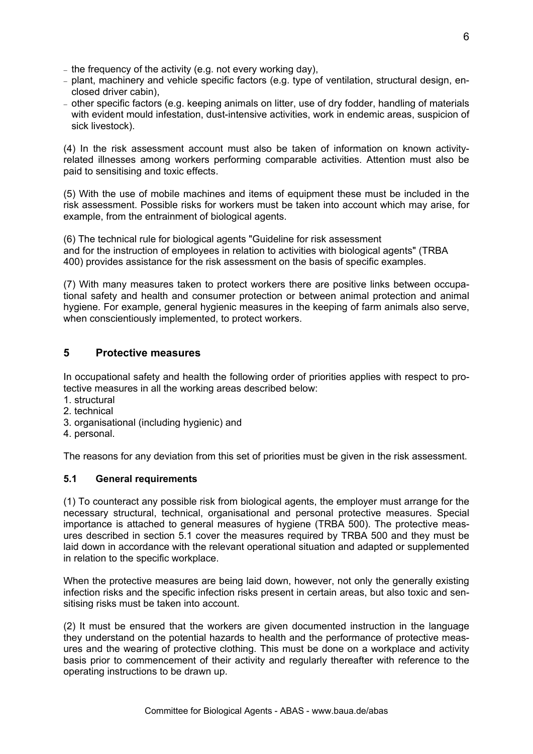- the frequency of the activity (e.g. not every working day),
- plant, machinery and vehicle specific factors (e.g. type of ventilation, structural design, enclosed driver cabin),
- other specific factors (e.g. keeping animals on litter, use of dry fodder, handling of materials with evident mould infestation, dust-intensive activities, work in endemic areas, suspicion of sick livestock).

(4) In the risk assessment account must also be taken of information on known activity-related illnesses among workers performing comparable activities. Attention must also be paid to sensitising and toxic effects.

(5) With the use of mobile machines and items of equipment these must be included in the risk assessment. Possible risks for workers must be taken into account which may arise, for example, from the entrainment of biological agents.

(6) The technical rule for biological agents "Guideline for risk assessment and for the instruction of employees in relation to activities with biological agents" (TRBA 400) provides assistance for the risk assessment on the basis of specific examples.

(7) With many measures taken to protect workers there are positive links between occupational safety and health and consumer protection or between animal protection and animal hygiene. For example, general hygienic measures in the keeping of farm animals also serve, when conscientiously implemented, to protect workers.

## 5 Protective measures

In occupational safety and health the following order of priorities applies with respect to protective measures in all the working areas described below:

1. structural
2. technical
3. organisational (including hygienic) and
4. personal.

The reasons for any deviation from this set of priorities must be given in the risk assessment.

### 5.1 General requirements

(1) To counteract any possible risk from biological agents, the employer must arrange for the necessary structural, technical, organisational and personal protective measures. Special importance is attached to general measures of hygiene (TRBA 500). The protective measures described in section 5.1 cover the measures required by TRBA 500 and they must be laid down in accordance with the relevant operational situation and adapted or supplemented in relation to the specific workplace.

When the protective measures are being laid down, however, not only the generally existing infection risks and the specific infection risks present in certain areas, but also toxic and sensitising risks must be taken into account.

(2) It must be ensured that the workers are given documented instruction in the language they understand on the potential hazards to health and the performance of protective measures and the wearing of protective clothing. This must be done on a workplace and activity basis prior to commencement of their activity and regularly thereafter with reference to the operating instructions to be drawn up.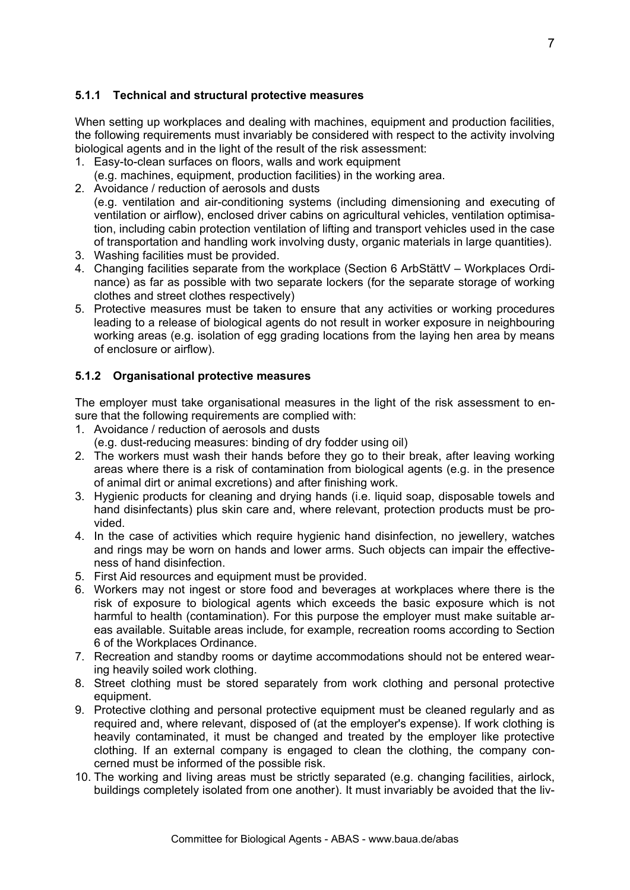### 5.1.1 Technical and structural protective measures

When setting up workplaces and dealing with machines, equipment and production facilities, the following requirements must invariably be considered with respect to the activity involving biological agents and in the light of the result of the risk assessment:

1. Easy-to-clean surfaces on floors, walls and work equipment (e.g. machines, equipment, production facilities) in the working area.
2. Avoidance / reduction of aerosols and dusts (e.g. ventilation and air-conditioning systems (including dimensioning and executing of ventilation or airflow), enclosed driver cabins on agricultural vehicles, ventilation optimisation, including cabin protection ventilation of lifting and transport vehicles used in the case of transportation and handling work involving dusty, organic materials in large quantities).
3. Washing facilities must be provided.
4. Changing facilities separate from the workplace (Section 6 ArbStättV – Workplaces Ordinance) as far as possible with two separate lockers (for the separate storage of working clothes and street clothes respectively)
5. Protective measures must be taken to ensure that any activities or working procedures leading to a release of biological agents do not result in worker exposure in neighbouring working areas (e.g. isolation of egg grading locations from the laying hen area by means of enclosure or airflow).

### 5.1.2 Organisational protective measures

The employer must take organisational measures in the light of the risk assessment to ensure that the following requirements are complied with:

1. Avoidance / reduction of aerosols and dusts (e.g. dust-reducing measures: binding of dry fodder using oil)
2. The workers must wash their hands before they go to their break, after leaving working areas where there is a risk of contamination from biological agents (e.g. in the presence of animal dirt or animal excretions) and after finishing work.
3. Hygienic products for cleaning and drying hands (i.e. liquid soap, disposable towels and hand disinfectants) plus skin care and, where relevant, protection products must be provided.
4. In the case of activities which require hygienic hand disinfection, no jewellery, watches and rings may be worn on hands and lower arms. Such objects can impair the effectiveness of hand disinfection.
5. First Aid resources and equipment must be provided.
6. Workers may not ingest or store food and beverages at workplaces where there is the risk of exposure to biological agents which exceeds the basic exposure which is not harmful to health (contamination). For this purpose the employer must make suitable areas available. Suitable areas include, for example, recreation rooms according to Section 6 of the Workplaces Ordinance.
7. Recreation and standby rooms or daytime accommodations should not be entered wearing heavily soiled work clothing.
8. Street clothing must be stored separately from work clothing and personal protective equipment.
9. Protective clothing and personal protective equipment must be cleaned regularly and as required and, where relevant, disposed of (at the employer's expense). If work clothing is heavily contaminated, it must be changed and treated by the employer like protective clothing. If an external company is engaged to clean the clothing, the company concerned must be informed of the possible risk.
10. The working and living areas must be strictly separated (e.g. changing facilities, airlock, buildings completely isolated from one another). It must invariably be avoided that the liv-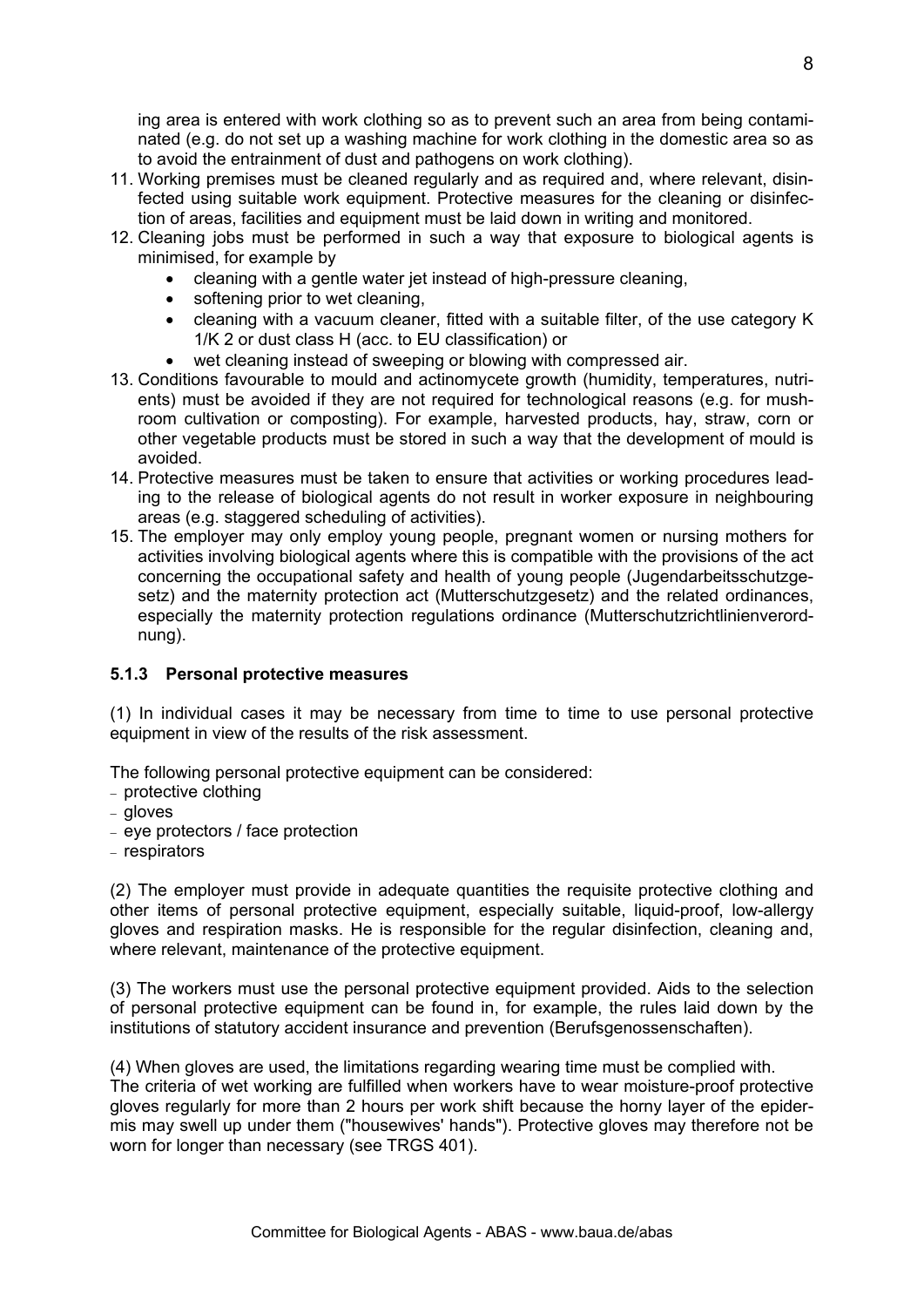ing area is entered with work clothing so as to prevent such an area from being contaminated (e.g. do not set up a washing machine for work clothing in the domestic area so as to avoid the entrainment of dust and pathogens on work clothing).

11. Working premises must be cleaned regularly and as required and, where relevant, disinfected using suitable work equipment. Protective measures for the cleaning or disinfection of areas, facilities and equipment must be laid down in writing and monitored.
12. Cleaning jobs must be performed in such a way that exposure to biological agents is minimised, for example by
    - cleaning with a gentle water jet instead of high-pressure cleaning,
    - softening prior to wet cleaning,
    - cleaning with a vacuum cleaner, fitted with a suitable filter, of the use category K 1/K 2 or dust class H (acc. to EU classification) or
    - wet cleaning instead of sweeping or blowing with compressed air.
13. Conditions favourable to mould and actinomycete growth (humidity, temperatures, nutrients) must be avoided if they are not required for technological reasons (e.g. for mushroom cultivation or composting). For example, harvested products, hay, straw, corn or other vegetable products must be stored in such a way that the development of mould is avoided.
14. Protective measures must be taken to ensure that activities or working procedures leading to the release of biological agents do not result in worker exposure in neighbouring areas (e.g. staggered scheduling of activities).
15. The employer may only employ young people, pregnant women or nursing mothers for activities involving biological agents where this is compatible with the provisions of the act concerning the occupational safety and health of young people (Jugendarbeitsschutzgesetz) and the maternity protection act (Mutterschutzgesetz) and the related ordinances, especially the maternity protection regulations ordinance (Mutterschutzrichtlinienverordnung).

### 5.1.3 Personal protective measures

(1) In individual cases it may be necessary from time to time to use personal protective equipment in view of the results of the risk assessment.

The following personal protective equipment can be considered:

- protective clothing
- gloves
- eye protectors / face protection
- respirators

(2) The employer must provide in adequate quantities the requisite protective clothing and other items of personal protective equipment, especially suitable, liquid-proof, low-allergy gloves and respiration masks. He is responsible for the regular disinfection, cleaning and, where relevant, maintenance of the protective equipment.

(3) The workers must use the personal protective equipment provided. Aids to the selection of personal protective equipment can be found in, for example, the rules laid down by the institutions of statutory accident insurance and prevention (Berufsgenossenschaften).

(4) When gloves are used, the limitations regarding wearing time must be complied with. The criteria of wet working are fulfilled when workers have to wear moisture-proof protective gloves regularly for more than 2 hours per work shift because the horny layer of the epidermis may swell up under them ("housewives' hands"). Protective gloves may therefore not be worn for longer than necessary (see TRGS 401).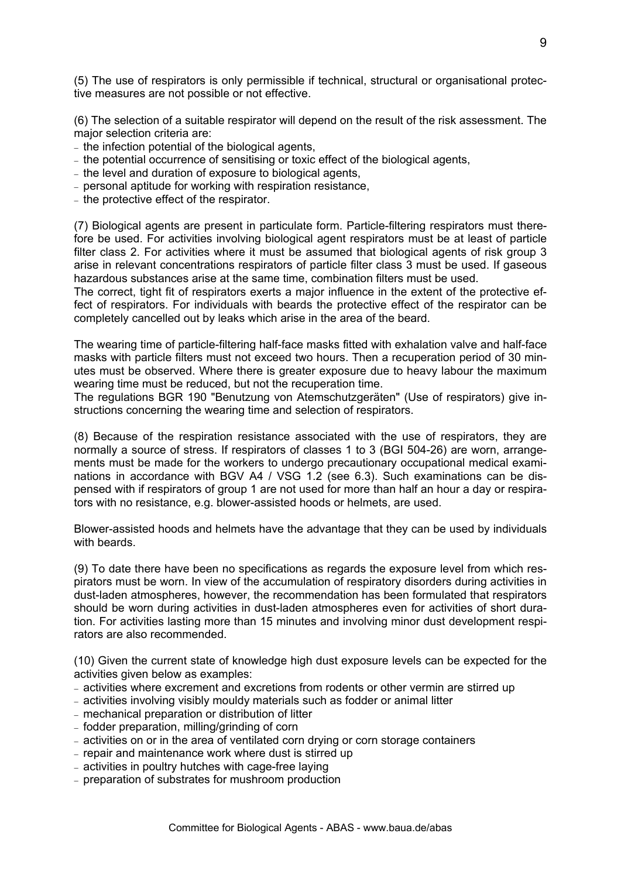(5) The use of respirators is only permissible if technical, structural or organisational protective measures are not possible or not effective.

(6) The selection of a suitable respirator will depend on the result of the risk assessment. The major selection criteria are:

- the infection potential of the biological agents,
- the potential occurrence of sensitising or toxic effect of the biological agents,
- the level and duration of exposure to biological agents,
- personal aptitude for working with respiration resistance,
- the protective effect of the respirator.

(7) Biological agents are present in particulate form. Particle-filtering respirators must therefore be used. For activities involving biological agent respirators must be at least of particle filter class 2. For activities where it must be assumed that biological agents of risk group 3 arise in relevant concentrations respirators of particle filter class 3 must be used. If gaseous hazardous substances arise at the same time, combination filters must be used.

The correct, tight fit of respirators exerts a major influence in the extent of the protective effect of respirators. For individuals with beards the protective effect of the respirator can be completely cancelled out by leaks which arise in the area of the beard.

The wearing time of particle-filtering half-face masks fitted with exhalation valve and half-face masks with particle filters must not exceed two hours. Then a recuperation period of 30 minutes must be observed. Where there is greater exposure due to heavy labour the maximum wearing time must be reduced, but not the recuperation time.

The regulations BGR 190 "Benutzung von Atemschutzgeräten" (Use of respirators) give instructions concerning the wearing time and selection of respirators.

(8) Because of the respiration resistance associated with the use of respirators, they are normally a source of stress. If respirators of classes 1 to 3 (BGI 504-26) are worn, arrangements must be made for the workers to undergo precautionary occupational medical examinations in accordance with BGV A4 / VSG 1.2 (see 6.3). Such examinations can be dispensed with if respirators of group 1 are not used for more than half an hour a day or respirators with no resistance, e.g. blower-assisted hoods or helmets, are used.

Blower-assisted hoods and helmets have the advantage that they can be used by individuals with beards.

(9) To date there have been no specifications as regards the exposure level from which respirators must be worn. In view of the accumulation of respiratory disorders during activities in dust-laden atmospheres, however, the recommendation has been formulated that respirators should be worn during activities in dust-laden atmospheres even for activities of short duration. For activities lasting more than 15 minutes and involving minor dust development respirators are also recommended.

(10) Given the current state of knowledge high dust exposure levels can be expected for the activities given below as examples:

- activities where excrement and excretions from rodents or other vermin are stirred up
- activities involving visibly mouldy materials such as fodder or animal litter
- mechanical preparation or distribution of litter
- fodder preparation, milling/grinding of corn
- activities on or in the area of ventilated corn drying or corn storage containers
- repair and maintenance work where dust is stirred up
- activities in poultry hutches with cage-free laying
- preparation of substrates for mushroom production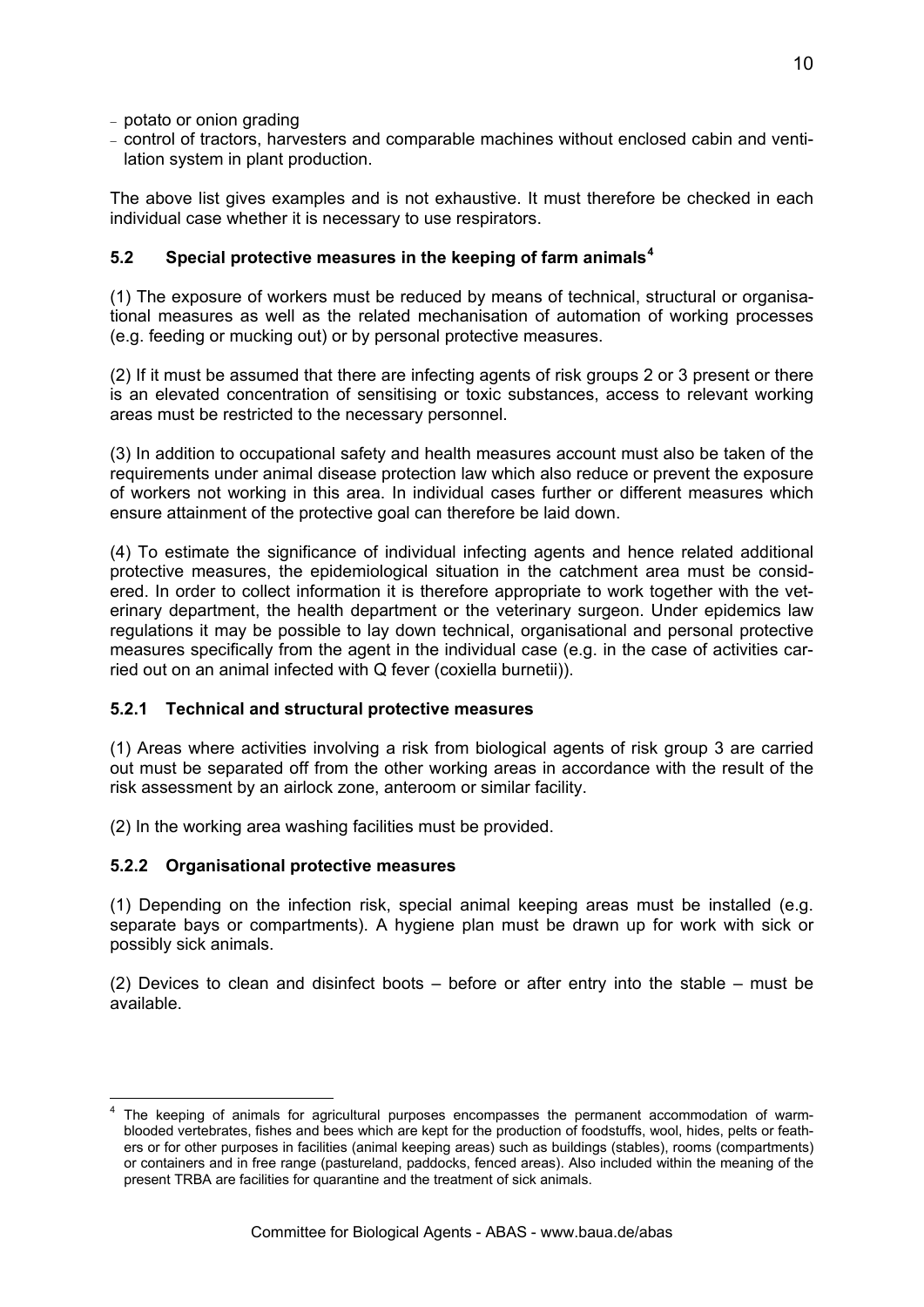- potato or onion grading
- control of tractors, harvesters and comparable machines without enclosed cabin and ventilation system in plant production.

The above list gives examples and is not exhaustive. It must therefore be checked in each individual case whether it is necessary to use respirators.

### 5.2 Special protective measures in the keeping of farm animals[4]

(1) The exposure of workers must be reduced by means of technical, structural or organisational measures as well as the related mechanisation of automation of working processes (e.g. feeding or mucking out) or by personal protective measures.

(2) If it must be assumed that there are infecting agents of risk groups 2 or 3 present or there is an elevated concentration of sensitising or toxic substances, access to relevant working areas must be restricted to the necessary personnel.

(3) In addition to occupational safety and health measures account must also be taken of the requirements under animal disease protection law which also reduce or prevent the exposure of workers not working in this area. In individual cases further or different measures which ensure attainment of the protective goal can therefore be laid down.

(4) To estimate the significance of individual infecting agents and hence related additional protective measures, the epidemiological situation in the catchment area must be considered. In order to collect information it is therefore appropriate to work together with the veterinary department, the health department or the veterinary surgeon. Under epidemics law regulations it may be possible to lay down technical, organisational and personal protective measures specifically from the agent in the individual case (e.g. in the case of activities carried out on an animal infected with Q fever (coxiella burnetii)).

#### 5.2.1 Technical and structural protective measures

(1) Areas where activities involving a risk from biological agents of risk group 3 are carried out must be separated off from the other working areas in accordance with the result of the risk assessment by an airlock zone, anteroom or similar facility.

(2) In the working area washing facilities must be provided.

#### 5.2.2 Organisational protective measures

(1) Depending on the infection risk, special animal keeping areas must be installed (e.g. separate bays or compartments). A hygiene plan must be drawn up for work with sick or possibly sick animals.

(2) Devices to clean and disinfect boots – before or after entry into the stable – must be available.

---

[4] The keeping of animals for agricultural purposes encompasses the permanent accommodation of warm-blooded vertebrates, fishes and bees which are kept for the production of foodstuffs, wool, hides, pelts or feathers or for other purposes in facilities (animal keeping areas) such as buildings (stables), rooms (compartments) or containers and in free range (pastureland, paddocks, fenced areas). Also included within the meaning of the present TRBA are facilities for quarantine and the treatment of sick animals.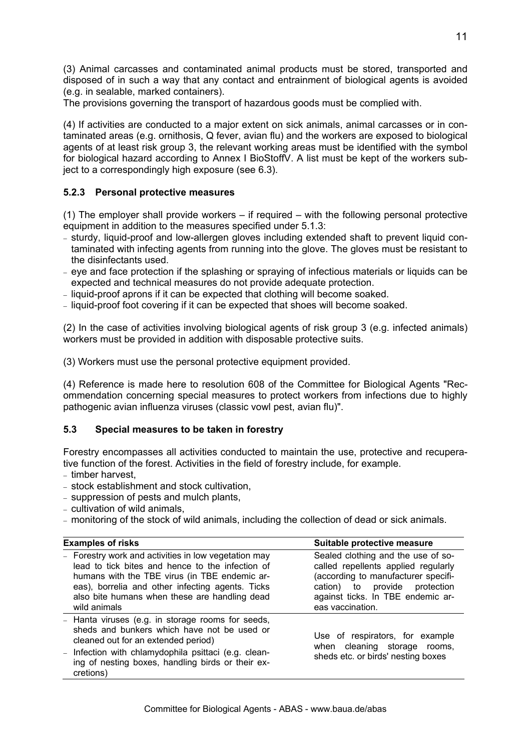(3) Animal carcasses and contaminated animal products must be stored, transported and disposed of in such a way that any contact and entrainment of biological agents is avoided (e.g. in sealable, marked containers).
The provisions governing the transport of hazardous goods must be complied with.

(4) If activities are conducted to a major extent on sick animals, animal carcasses or in contaminated areas (e.g. ornithosis, Q fever, avian flu) and the workers are exposed to biological agents of at least risk group 3, the relevant working areas must be identified with the symbol for biological hazard according to Annex I BioStoffV. A list must be kept of the workers subject to a correspondingly high exposure (see 6.3).

### 5.2.3 Personal protective measures

(1) The employer shall provide workers – if required – with the following personal protective equipment in addition to the measures specified under 5.1.3:

- sturdy, liquid-proof and low-allergen gloves including extended shaft to prevent liquid contaminated with infecting agents from running into the glove. The gloves must be resistant to the disinfectants used.
- eye and face protection if the splashing or spraying of infectious materials or liquids can be expected and technical measures do not provide adequate protection.
- liquid-proof aprons if it can be expected that clothing will become soaked.
- liquid-proof foot covering if it can be expected that shoes will become soaked.

(2) In the case of activities involving biological agents of risk group 3 (e.g. infected animals) workers must be provided in addition with disposable protective suits.

(3) Workers must use the personal protective equipment provided.

(4) Reference is made here to resolution 608 of the Committee for Biological Agents "Recommendation concerning special measures to protect workers from infections due to highly pathogenic avian influenza viruses (classic vowl pest, avian flu)".

## 5.3 Special measures to be taken in forestry

Forestry encompasses all activities conducted to maintain the use, protective and recuperative function of the forest. Activities in the field of forestry include, for example.

- timber harvest,
- stock establishment and stock cultivation,
- suppression of pests and mulch plants,
- cultivation of wild animals,
- monitoring of the stock of wild animals, including the collection of dead or sick animals.

| Examples of risks | Suitable protective measure |
|---|---|
| - Forestry work and activities in low vegetation may lead to tick bites and hence to the infection of humans with the TBE virus (in TBE endemic areas), borrelia and other infecting agents. Ticks also bite humans when these are handling dead wild animals | Sealed clothing and the use of so-called repellents applied regularly (according to manufacturer specification) to provide protection against ticks. In TBE endemic areas vaccination. |
| - Hanta viruses (e.g. in storage rooms for seeds, sheds and bunkers which have not be used or cleaned out for an extended period)<br>- Infection with chlamydophila psittaci (e.g. cleaning of nesting boxes, handling birds or their excretions) | Use of respirators, for example when cleaning storage rooms, sheds etc. or birds' nesting boxes |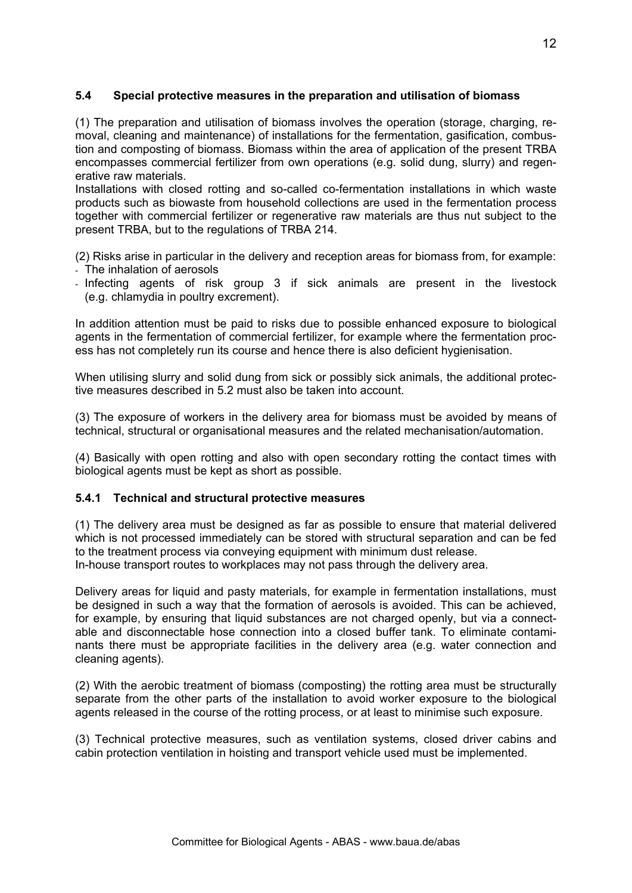### 5.4 Special protective measures in the preparation and utilisation of biomass

(1) The preparation and utilisation of biomass involves the operation (storage, charging, removal, cleaning and maintenance) of installations for the fermentation, gasification, combustion and composting of biomass. Biomass within the area of application of the present TRBA encompasses commercial fertilizer from own operations (e.g. solid dung, slurry) and regenerative raw materials.

Installations with closed rotting and so-called co-fermentation installations in which waste products such as biowaste from household collections are used in the fermentation process together with commercial fertilizer or regenerative raw materials are thus nut subject to the present TRBA, but to the regulations of TRBA 214.

(2) Risks arise in particular in the delivery and reception areas for biomass from, for example:

- The inhalation of aerosols
- Infecting agents of risk group 3 if sick animals are present in the livestock (e.g. chlamydia in poultry excrement).

In addition attention must be paid to risks due to possible enhanced exposure to biological agents in the fermentation of commercial fertilizer, for example where the fermentation process has not completely run its course and hence there is also deficient hygienisation.

When utilising slurry and solid dung from sick or possibly sick animals, the additional protective measures described in 5.2 must also be taken into account.

(3) The exposure of workers in the delivery area for biomass must be avoided by means of technical, structural or organisational measures and the related mechanisation/automation.

(4) Basically with open rotting and also with open secondary rotting the contact times with biological agents must be kept as short as possible.

#### 5.4.1 Technical and structural protective measures

(1) The delivery area must be designed as far as possible to ensure that material delivered which is not processed immediately can be stored with structural separation and can be fed to the treatment process via conveying equipment with minimum dust release.
In-house transport routes to workplaces may not pass through the delivery area.

Delivery areas for liquid and pasty materials, for example in fermentation installations, must be designed in such a way that the formation of aerosols is avoided. This can be achieved, for example, by ensuring that liquid substances are not charged openly, but via a connectable and disconnectable hose connection into a closed buffer tank. To eliminate contaminants there must be appropriate facilities in the delivery area (e.g. water connection and cleaning agents).

(2) With the aerobic treatment of biomass (composting) the rotting area must be structurally separate from the other parts of the installation to avoid worker exposure to the biological agents released in the course of the rotting process, or at least to minimise such exposure.

(3) Technical protective measures, such as ventilation systems, closed driver cabins and cabin protection ventilation in hoisting and transport vehicle used must be implemented.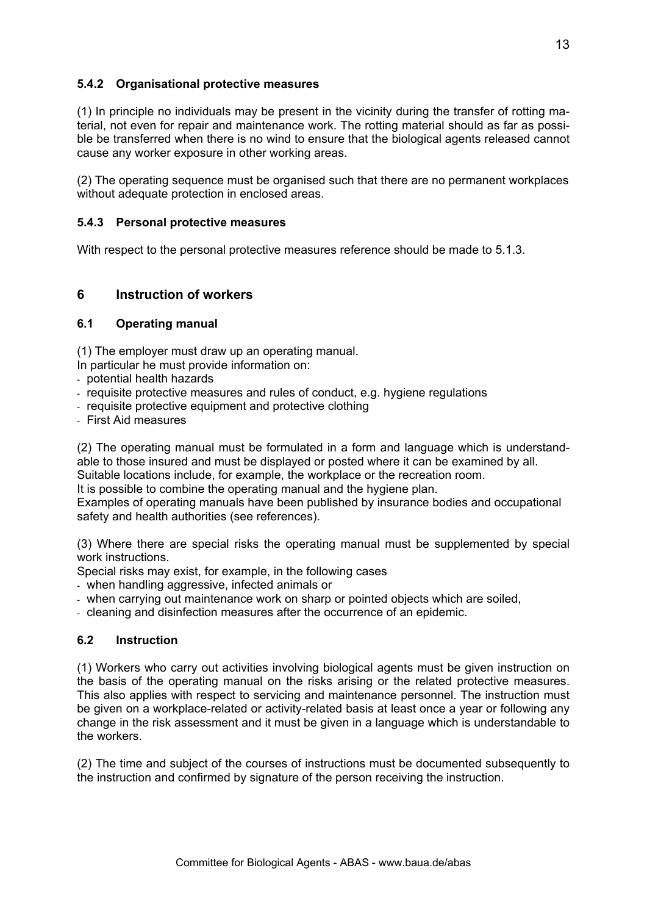#### 5.4.2 Organisational protective measures

(1) In principle no individuals may be present in the vicinity during the transfer of rotting material, not even for repair and maintenance work. The rotting material should as far as possible be transferred when there is no wind to ensure that the biological agents released cannot cause any worker exposure in other working areas.

(2) The operating sequence must be organised such that there are no permanent workplaces without adequate protection in enclosed areas.

#### 5.4.3 Personal protective measures

With respect to the personal protective measures reference should be made to 5.1.3.

## 6 Instruction of workers

### 6.1 Operating manual

(1) The employer must draw up an operating manual.
In particular he must provide information on:

- potential health hazards
- requisite protective measures and rules of conduct, e.g. hygiene regulations
- requisite protective equipment and protective clothing
- First Aid measures

(2) The operating manual must be formulated in a form and language which is understandable to those insured and must be displayed or posted where it can be examined by all.
Suitable locations include, for example, the workplace or the recreation room.
It is possible to combine the operating manual and the hygiene plan.
Examples of operating manuals have been published by insurance bodies and occupational safety and health authorities (see references).

(3) Where there are special risks the operating manual must be supplemented by special work instructions.
Special risks may exist, for example, in the following cases

- when handling aggressive, infected animals or
- when carrying out maintenance work on sharp or pointed objects which are soiled,
- cleaning and disinfection measures after the occurrence of an epidemic.

### 6.2 Instruction

(1) Workers who carry out activities involving biological agents must be given instruction on the basis of the operating manual on the risks arising or the related protective measures. This also applies with respect to servicing and maintenance personnel. The instruction must be given on a workplace-related or activity-related basis at least once a year or following any change in the risk assessment and it must be given in a language which is understandable to the workers.

(2) The time and subject of the courses of instructions must be documented subsequently to the instruction and confirmed by signature of the person receiving the instruction.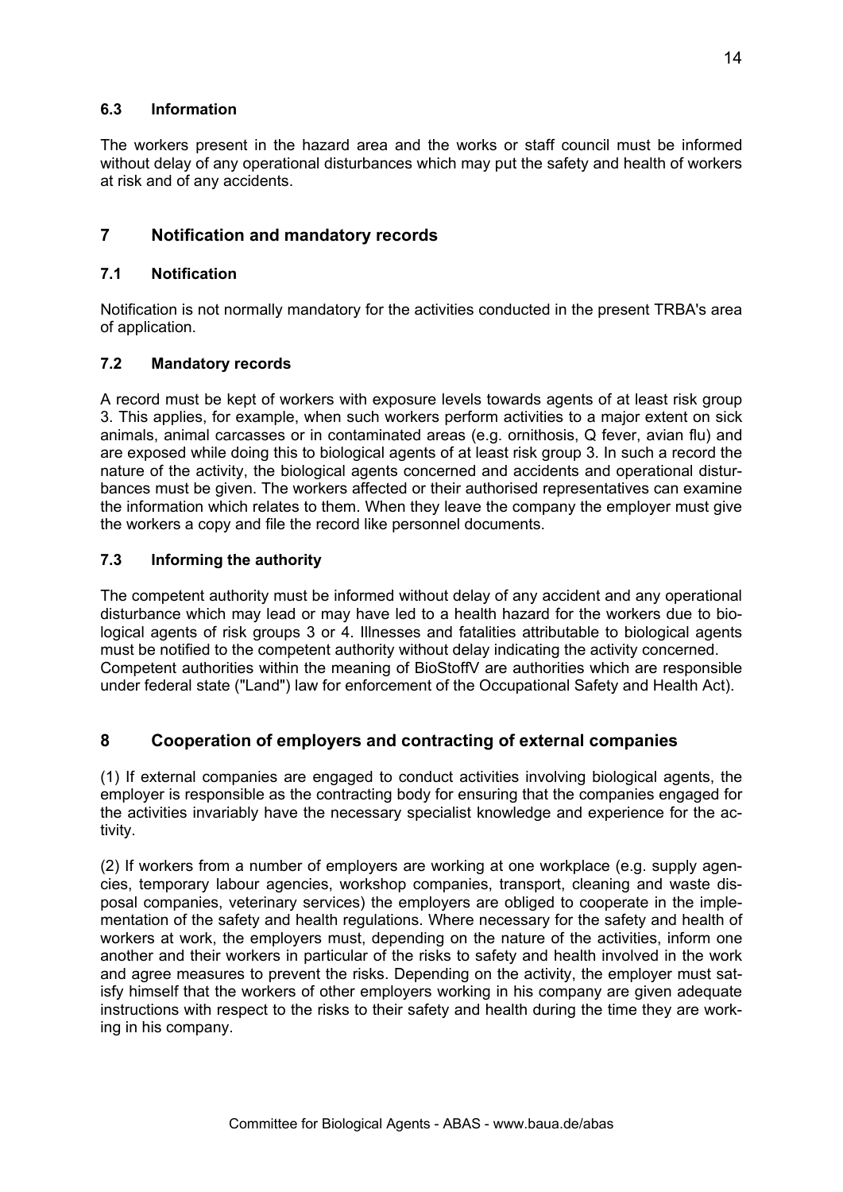### 6.3 Information

The workers present in the hazard area and the works or staff council must be informed without delay of any operational disturbances which may put the safety and health of workers at risk and of any accidents.

## 7 Notification and mandatory records

### 7.1 Notification

Notification is not normally mandatory for the activities conducted in the present TRBA's area of application.

### 7.2 Mandatory records

A record must be kept of workers with exposure levels towards agents of at least risk group 3. This applies, for example, when such workers perform activities to a major extent on sick animals, animal carcasses or in contaminated areas (e.g. ornithosis, Q fever, avian flu) and are exposed while doing this to biological agents of at least risk group 3. In such a record the nature of the activity, the biological agents concerned and accidents and operational disturbances must be given. The workers affected or their authorised representatives can examine the information which relates to them. When they leave the company the employer must give the workers a copy and file the record like personnel documents.

### 7.3 Informing the authority

The competent authority must be informed without delay of any accident and any operational disturbance which may lead or may have led to a health hazard for the workers due to biological agents of risk groups 3 or 4. Illnesses and fatalities attributable to biological agents must be notified to the competent authority without delay indicating the activity concerned. Competent authorities within the meaning of BioStoffV are authorities which are responsible under federal state ("Land") law for enforcement of the Occupational Safety and Health Act).

## 8 Cooperation of employers and contracting of external companies

(1) If external companies are engaged to conduct activities involving biological agents, the employer is responsible as the contracting body for ensuring that the companies engaged for the activities invariably have the necessary specialist knowledge and experience for the activity.

(2) If workers from a number of employers are working at one workplace (e.g. supply agencies, temporary labour agencies, workshop companies, transport, cleaning and waste disposal companies, veterinary services) the employers are obliged to cooperate in the implementation of the safety and health regulations. Where necessary for the safety and health of workers at work, the employers must, depending on the nature of the activities, inform one another and their workers in particular of the risks to safety and health involved in the work and agree measures to prevent the risks. Depending on the activity, the employer must satisfy himself that the workers of other employers working in his company are given adequate instructions with respect to the risks to their safety and health during the time they are working in his company.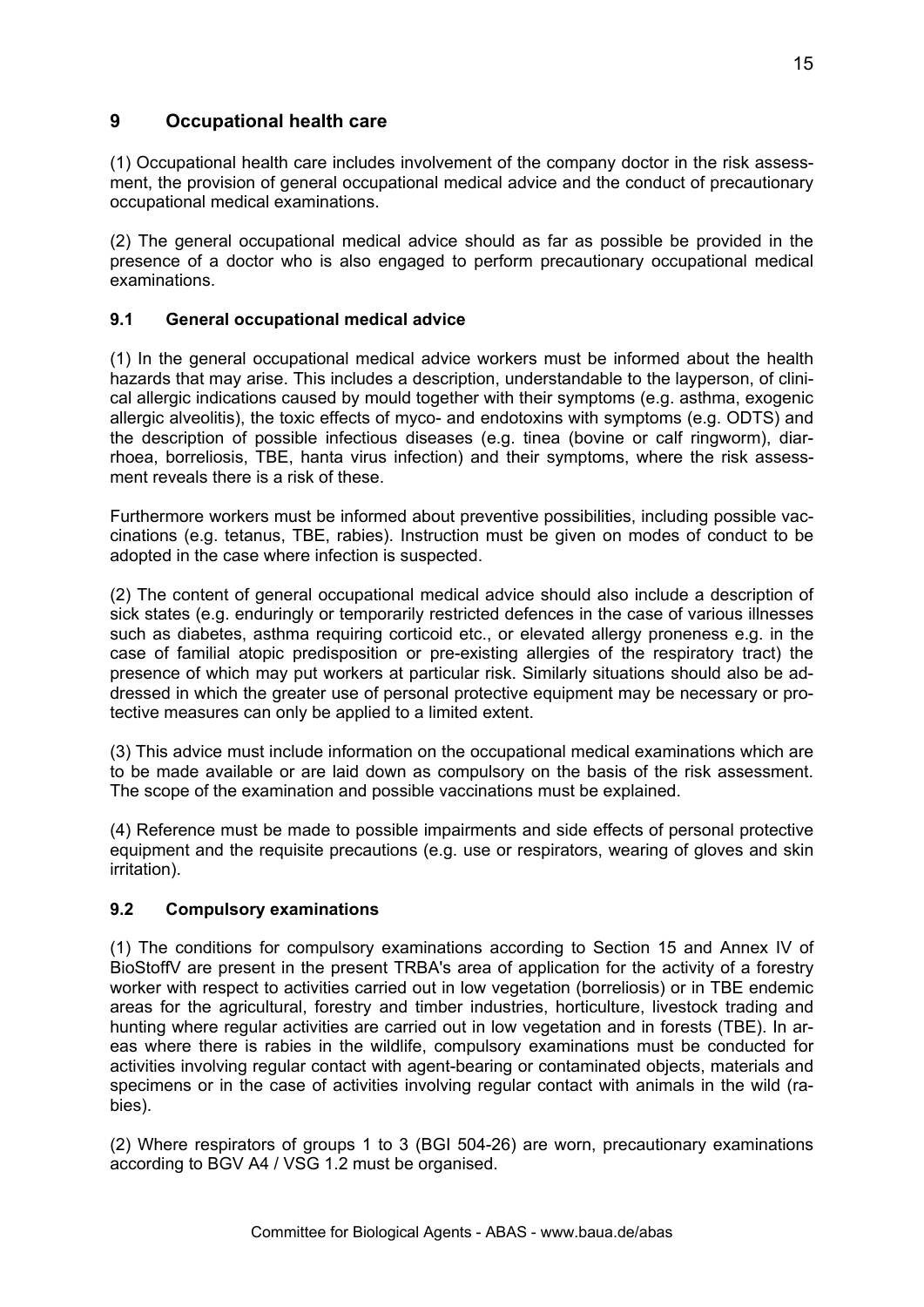## 9 Occupational health care

(1) Occupational health care includes involvement of the company doctor in the risk assessment, the provision of general occupational medical advice and the conduct of precautionary occupational medical examinations.

(2) The general occupational medical advice should as far as possible be provided in the presence of a doctor who is also engaged to perform precautionary occupational medical examinations.

### 9.1 General occupational medical advice

(1) In the general occupational medical advice workers must be informed about the health hazards that may arise. This includes a description, understandable to the layperson, of clinical allergic indications caused by mould together with their symptoms (e.g. asthma, exogenic allergic alveolitis), the toxic effects of myco- and endotoxins with symptoms (e.g. ODTS) and the description of possible infectious diseases (e.g. tinea (bovine or calf ringworm), diarrhoea, borreliosis, TBE, hanta virus infection) and their symptoms, where the risk assessment reveals there is a risk of these.

Furthermore workers must be informed about preventive possibilities, including possible vaccinations (e.g. tetanus, TBE, rabies). Instruction must be given on modes of conduct to be adopted in the case where infection is suspected.

(2) The content of general occupational medical advice should also include a description of sick states (e.g. enduringly or temporarily restricted defences in the case of various illnesses such as diabetes, asthma requiring corticoid etc., or elevated allergy proneness e.g. in the case of familial atopic predisposition or pre-existing allergies of the respiratory tract) the presence of which may put workers at particular risk. Similarly situations should also be addressed in which the greater use of personal protective equipment may be necessary or protective measures can only be applied to a limited extent.

(3) This advice must include information on the occupational medical examinations which are to be made available or are laid down as compulsory on the basis of the risk assessment. The scope of the examination and possible vaccinations must be explained.

(4) Reference must be made to possible impairments and side effects of personal protective equipment and the requisite precautions (e.g. use or respirators, wearing of gloves and skin irritation).

### 9.2 Compulsory examinations

(1) The conditions for compulsory examinations according to Section 15 and Annex IV of BioStoffV are present in the present TRBA's area of application for the activity of a forestry worker with respect to activities carried out in low vegetation (borreliosis) or in TBE endemic areas for the agricultural, forestry and timber industries, horticulture, livestock trading and hunting where regular activities are carried out in low vegetation and in forests (TBE). In areas where there is rabies in the wildlife, compulsory examinations must be conducted for activities involving regular contact with agent-bearing or contaminated objects, materials and specimens or in the case of activities involving regular contact with animals in the wild (rabies).

(2) Where respirators of groups 1 to 3 (BGI 504-26) are worn, precautionary examinations according to BGV A4 / VSG 1.2 must be organised.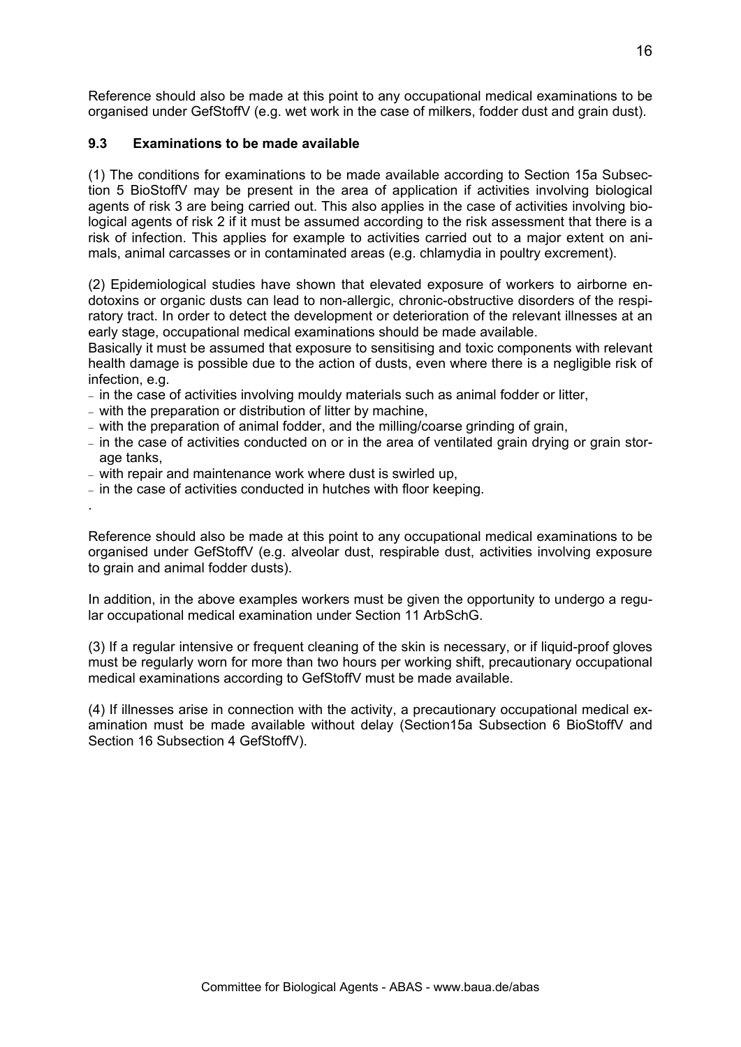Reference should also be made at this point to any occupational medical examinations to be organised under GefStoffV (e.g. wet work in the case of milkers, fodder dust and grain dust).

### 9.3 Examinations to be made available

(1) The conditions for examinations to be made available according to Section 15a Subsection 5 BioStoffV may be present in the area of application if activities involving biological agents of risk 3 are being carried out. This also applies in the case of activities involving biological agents of risk 2 if it must be assumed according to the risk assessment that there is a risk of infection. This applies for example to activities carried out to a major extent on animals, animal carcasses or in contaminated areas (e.g. chlamydia in poultry excrement).

(2) Epidemiological studies have shown that elevated exposure of workers to airborne endotoxins or organic dusts can lead to non-allergic, chronic-obstructive disorders of the respiratory tract. In order to detect the development or deterioration of the relevant illnesses at an early stage, occupational medical examinations should be made available.
Basically it must be assumed that exposure to sensitising and toxic components with relevant health damage is possible due to the action of dusts, even where there is a negligible risk of infection, e.g.

- in the case of activities involving mouldy materials such as animal fodder or litter,
- with the preparation or distribution of litter by machine,
- with the preparation of animal fodder, and the milling/coarse grinding of grain,
- in the case of activities conducted on or in the area of ventilated grain drying or grain storage tanks,
- with repair and maintenance work where dust is swirled up,
- in the case of activities conducted in hutches with floor keeping.

.

Reference should also be made at this point to any occupational medical examinations to be organised under GefStoffV (e.g. alveolar dust, respirable dust, activities involving exposure to grain and animal fodder dusts).

In addition, in the above examples workers must be given the opportunity to undergo a regular occupational medical examination under Section 11 ArbSchG.

(3) If a regular intensive or frequent cleaning of the skin is necessary, or if liquid-proof gloves must be regularly worn for more than two hours per working shift, precautionary occupational medical examinations according to GefStoffV must be made available.

(4) If illnesses arise in connection with the activity, a precautionary occupational medical examination must be made available without delay (Section15a Subsection 6 BioStoffV and Section 16 Subsection 4 GefStoffV).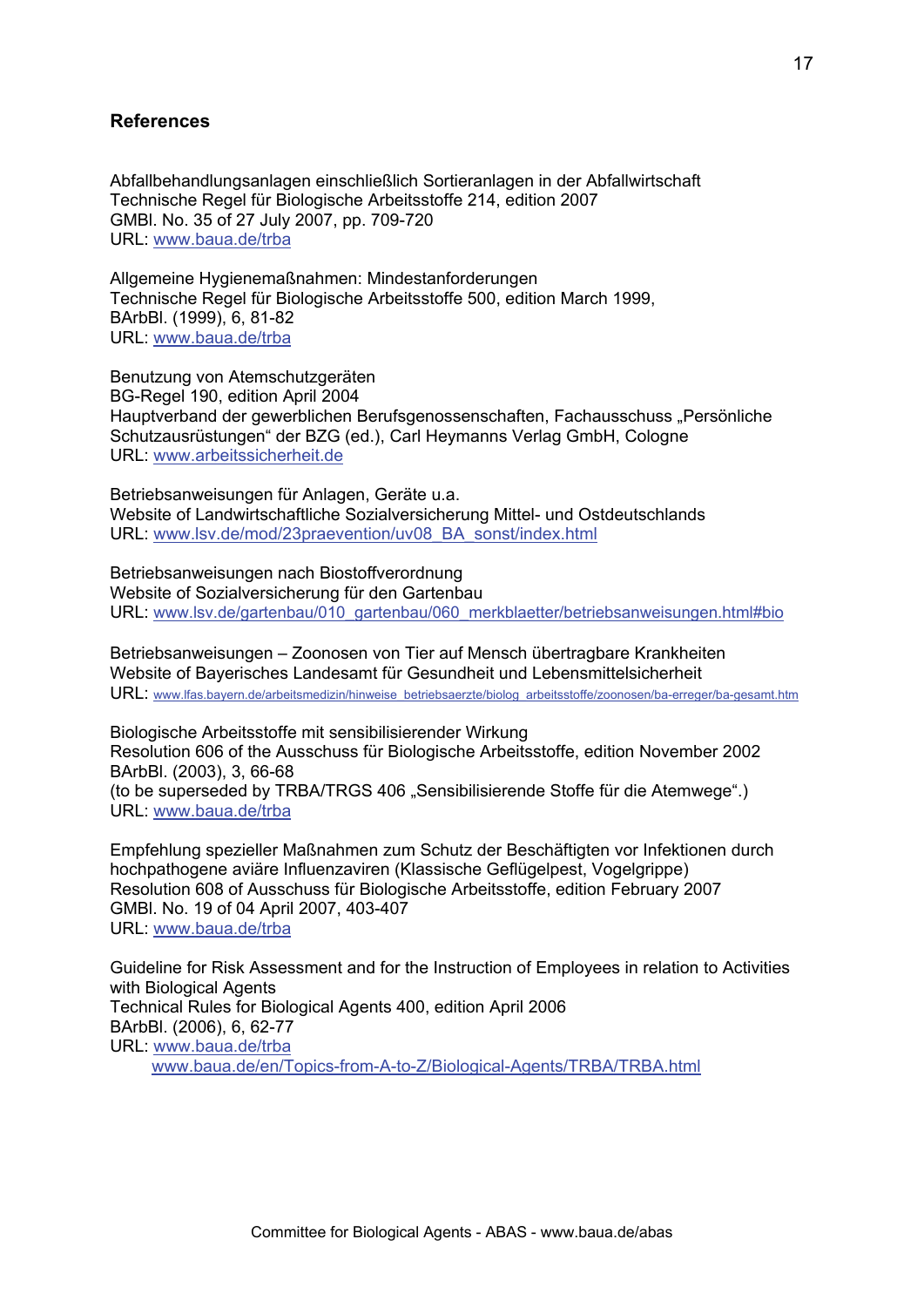## References

Abfallbehandlungsanlagen einschließlich Sortieranlagen in der Abfallwirtschaft
Technische Regel für Biologische Arbeitsstoffe 214, edition 2007
GMBl. No. 35 of 27 July 2007, pp. 709-720
URL: www.baua.de/trba

Allgemeine Hygienemaßnahmen: Mindestanforderungen
Technische Regel für Biologische Arbeitsstoffe 500, edition March 1999,
BArbBl. (1999), 6, 81-82
URL: www.baua.de/trba

Benutzung von Atemschutzgeräten
BG-Regel 190, edition April 2004
Hauptverband der gewerblichen Berufsgenossenschaften, Fachausschuss „Persönliche Schutzausrüstungen“ der BZG (ed.), Carl Heymanns Verlag GmbH, Cologne
URL: www.arbeitssicherheit.de

Betriebsanweisungen für Anlagen, Geräte u.a.
Website of Landwirtschaftliche Sozialversicherung Mittel- und Ostdeutschlands
URL: www.lsv.de/mod/23praevention/uv08_BA_sonst/index.html

Betriebsanweisungen nach Biostoffverordnung
Website of Sozialversicherung für den Gartenbau
URL: www.lsv.de/gartenbau/010_gartenbau/060_merkblaetter/betriebsanweisungen.html#bio

Betriebsanweisungen – Zoonosen von Tier auf Mensch übertragbare Krankheiten
Website of Bayerisches Landesamt für Gesundheit und Lebensmittelsicherheit
URL: www.lfas.bayern.de/arbeitsmedizin/hinweise_betriebsaerzte/biolog_arbeitsstoffe/zoonosen/ba-erreger/ba-gesamt.htm

Biologische Arbeitsstoffe mit sensibilisierender Wirkung
Resolution 606 of the Ausschuss für Biologische Arbeitsstoffe, edition November 2002
BArbBl. (2003), 3, 66-68
(to be superseded by TRBA/TRGS 406 „Sensibilisierende Stoffe für die Atemwege“.)
URL: www.baua.de/trba

Empfehlung spezieller Maßnahmen zum Schutz der Beschäftigten vor Infektionen durch hochpathogene aviäre Influenzaviren (Klassische Geflügelpest, Vogelgrippe)
Resolution 608 of Ausschuss für Biologische Arbeitsstoffe, edition February 2007
GMBl. No. 19 of 04 April 2007, 403-407
URL: www.baua.de/trba

Guideline for Risk Assessment and for the Instruction of Employees in relation to Activities with Biological Agents
Technical Rules for Biological Agents 400, edition April 2006
BArbBl. (2006), 6, 62-77
URL: www.baua.de/trba
www.baua.de/en/Topics-from-A-to-Z/Biological-Agents/TRBA/TRBA.html